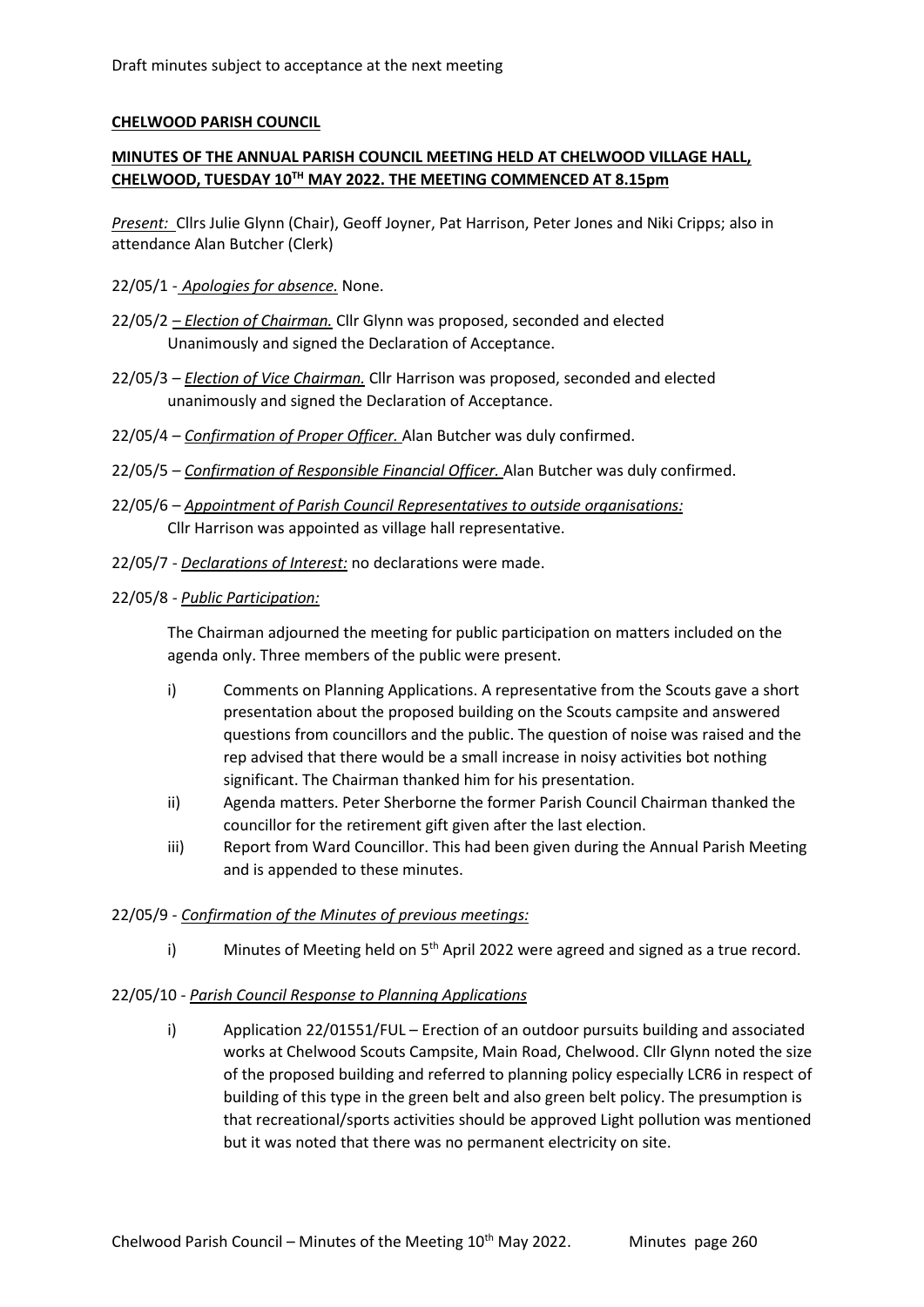Draft minutes subject to acceptance at the next meeting

**CHELWOOD PARISH COUNCIL**

**MINUTES OF THE ANNUAL PARISH COUNCIL MEETING HELD AT CHELWOOD VILLAGE HALL, CHELWOOD, TUESDAY 10TH MAY 2022. THE MEETING COMMENCED AT 8.15pm**

*Present:* Cllrs Julie Glynn (Chair), Geoff Joyner, Pat Harrison, Peter Jones and Niki Cripps; also in attendance Alan Butcher (Clerk)

22/05/1 - *Apologies for absence.* None.

22/05/2 – *Election of Chairman.* Cllr Glynn was proposed, seconded and elected Unanimously and signed the Declaration of Acceptance.

22/05/3 – *Election of Vice Chairman.* Cllr Harrison was proposed, seconded and elected unanimously and signed the Declaration of Acceptance.

22/05/4 – *Confirmation of Proper Officer.* Alan Butcher was duly confirmed.

22/05/5 – *Confirmation of Responsible Financial Officer.* Alan Butcher was duly confirmed.

22/05/6 – *Appointment of Parish Council Representatives to outside organisations:* Cllr Harrison was appointed as village hall representative.

22/05/7 - *Declarations of Interest:* no declarations were made.

22/05/8 - *Public Participation:*

The Chairman adjourned the meeting for public participation on matters included on the agenda only. Three members of the public were present.

i) Comments on Planning Applications. A representative from the Scouts gave a short presentation about the proposed building on the Scouts campsite and answered questions from councillors and the public. The question of noise was raised and the rep advised that there would be a small increase in noisy activities bot nothing significant. The Chairman thanked him for his presentation.

ii) Agenda matters. Peter Sherborne the former Parish Council Chairman thanked the councillor for the retirement gift given after the last election.

iii) Report from Ward Councillor. This had been given during the Annual Parish Meeting and is appended to these minutes.

22/05/9 - *Confirmation of the Minutes of previous meetings:*

i) Minutes of Meeting held on 5th April 2022 were agreed and signed as a true record.

22/05/10 - *Parish Council Response to Planning Applications*

i) Application 22/01551/FUL – Erection of an outdoor pursuits building and associated works at Chelwood Scouts Campsite, Main Road, Chelwood. Cllr Glynn noted the size of the proposed building and referred to planning policy especially LCR6 in respect of building of this type in the green belt and also green belt policy. The presumption is that recreational/sports activities should be approved Light pollution was mentioned but it was noted that there was no permanent electricity on site.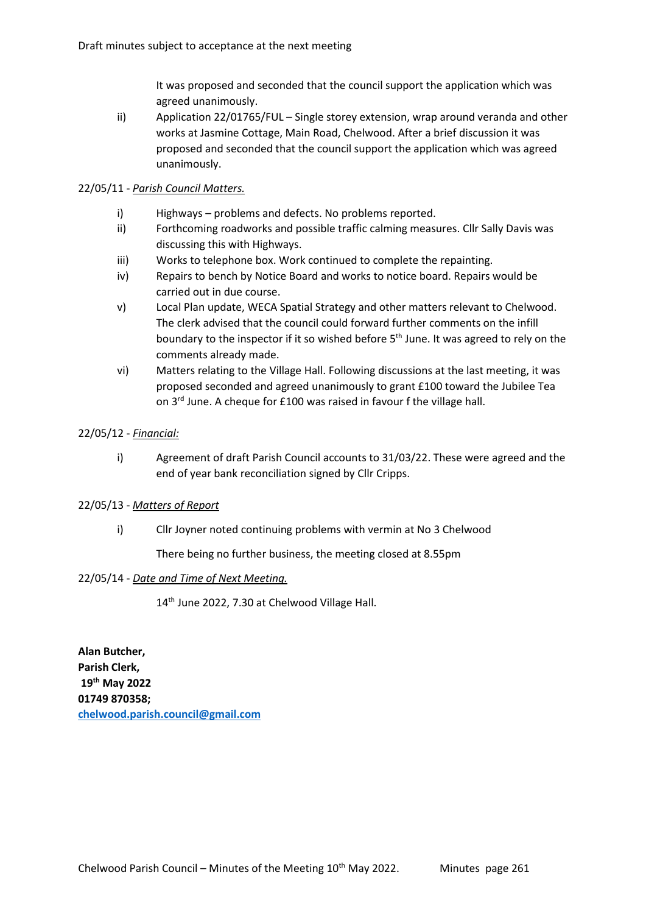It was proposed and seconded that the council support the application which was agreed unanimously.

ii) Application 22/01765/FUL – Single storey extension, wrap around veranda and other works at Jasmine Cottage, Main Road, Chelwood. After a brief discussion it was proposed and seconded that the council support the application which was agreed unanimously.

22/05/11 - *Parish Council Matters.*

i) Highways – problems and defects. No problems reported.
ii) Forthcoming roadworks and possible traffic calming measures. Cllr Sally Davis was discussing this with Highways.
iii) Works to telephone box. Work continued to complete the repainting.
iv) Repairs to bench by Notice Board and works to notice board. Repairs would be carried out in due course.
v) Local Plan update, WECA Spatial Strategy and other matters relevant to Chelwood. The clerk advised that the council could forward further comments on the infill boundary to the inspector if it so wished before 5th June. It was agreed to rely on the comments already made.
vi) Matters relating to the Village Hall. Following discussions at the last meeting, it was proposed seconded and agreed unanimously to grant £100 toward the Jubilee Tea on 3rd June. A cheque for £100 was raised in favour f the village hall.

22/05/12 - *Financial:*

i) Agreement of draft Parish Council accounts to 31/03/22. These were agreed and the end of year bank reconciliation signed by Cllr Cripps.

22/05/13 - *Matters of Report*

i) Cllr Joyner noted continuing problems with vermin at No 3 Chelwood

There being no further business, the meeting closed at 8.55pm

22/05/14 - *Date and Time of Next Meeting.*

14th June 2022, 7.30 at Chelwood Village Hall.

**Alan Butcher,**
**Parish Clerk,**
**19th May 2022**
**01749 870358;**
**chelwood.parish.council@gmail.com**